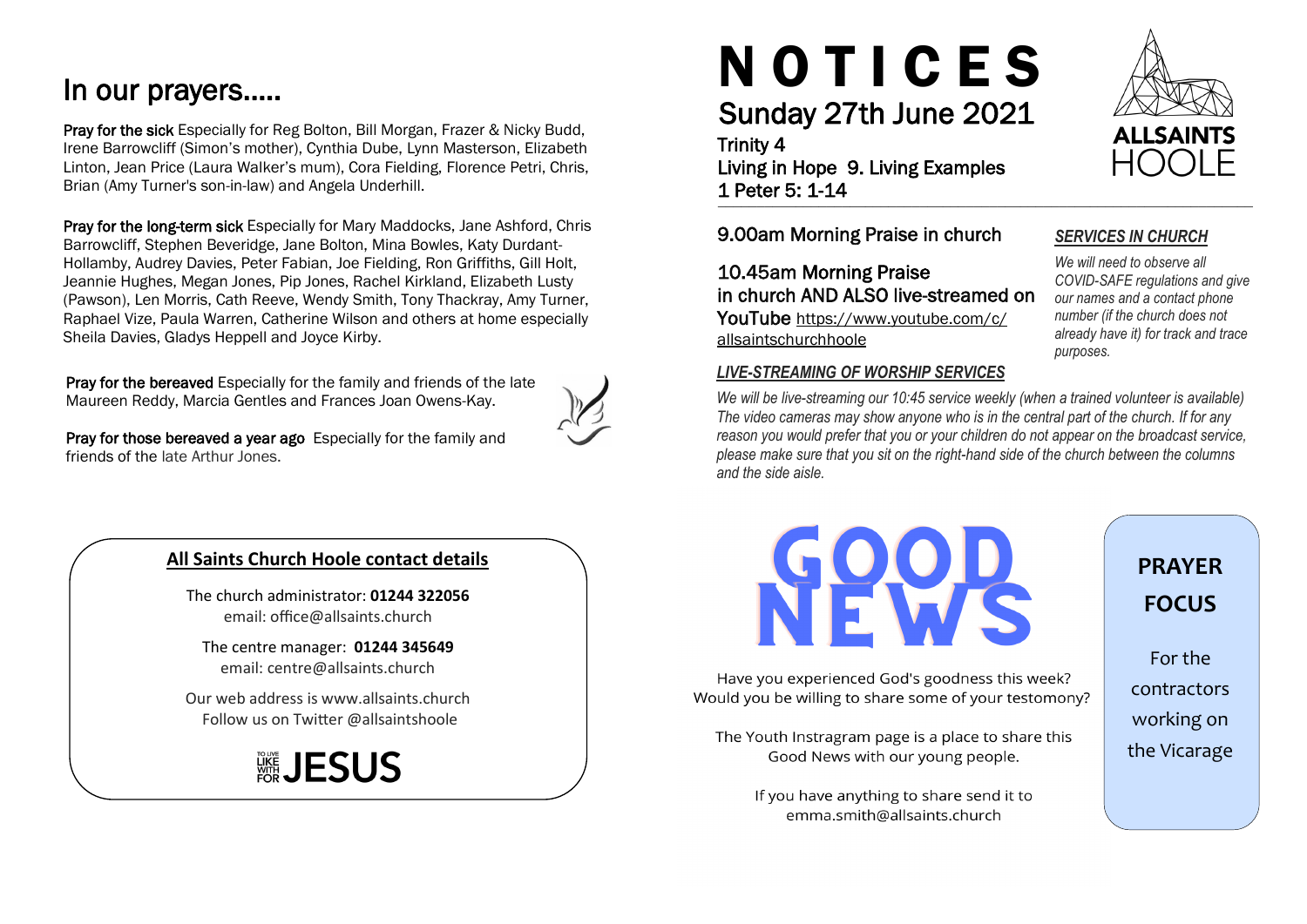# In our prayers.....

**Pray for the sick** Especially for Reg Bolton, Bill Morgan, Frazer & Nicky Budd, Irene Barrowcliff (Simon's mother), Cynthia Dube, Lynn Masterson, Elizabeth Linton, Jean Price (Laura Walker's mum), Cora Fielding, Florence Petri, Chris, Brian (Amy Turner's son-in-law) and Angela Underhill.

**Pray for the long-term sick** Especially for Mary Maddocks, Jane Ashford, Chris Barrowcliff, Stephen Beveridge, Jane Bolton, Mina Bowles, Katy Durdant-Hollamby, Audrey Davies, Peter Fabian, Joe Fielding, Ron Griffiths, Gill Holt, Jeannie Hughes, Megan Jones, Pip Jones, Rachel Kirkland, Elizabeth Lusty (Pawson), Len Morris, Cath Reeve, Wendy Smith, Tony Thackray, Amy Turner, Raphael Vize, Paula Warren, Catherine Wilson and others at home especially Sheila Davies, Gladys Heppell and Joyce Kirby.

**Pray for the bereaved** Especially for the family and friends of the late Maureen Reddy, Marcia Gentles and Frances Joan Owens-Kay.

**Pray for those bereaved a year ago** Especially for the family and friends of the late Arthur Jones.

## All Saints Church Hoole contact details

The church administrator: **01244 322056**
email: office@allsaints.church

The centre manager: **01244 345649**
email: centre@allsaints.church

Our web address is www.allsaints.church
Follow us on Twitter @allsaintshoole

TO LIVE LIKE WITH FOR JESUS

# NOTICES

## Sunday 27th June 2021

Trinity 4
Living in Hope 9. Living Examples
1 Peter 5: 1-14

ALLSAINTS HOOLE

9.00am Morning Praise in church

10.45am Morning Praise in church AND ALSO live-streamed on YouTube https://www.youtube.com/c/allsaintschurchhoole

### *SERVICES IN CHURCH*

*We will need to observe all COVID-SAFE regulations and give our names and a contact phone number (if the church does not already have it) for track and trace purposes.*

### *LIVE-STREAMING OF WORSHIP SERVICES*

*We will be live-streaming our 10:45 service weekly (when a trained volunteer is available) The video cameras may show anyone who is in the central part of the church. If for any reason you would prefer that you or your children do not appear on the broadcast service, please make sure that you sit on the right-hand side of the church between the columns and the side aisle.*

## GOOD NEWS

Have you experienced God's goodness this week?
Would you be willing to share some of your testomony?

The Youth Instragram page is a place to share this Good News with our young people.

If you have anything to share send it to emma.smith@allsaints.church

## PRAYER FOCUS

For the contractors working on the Vicarage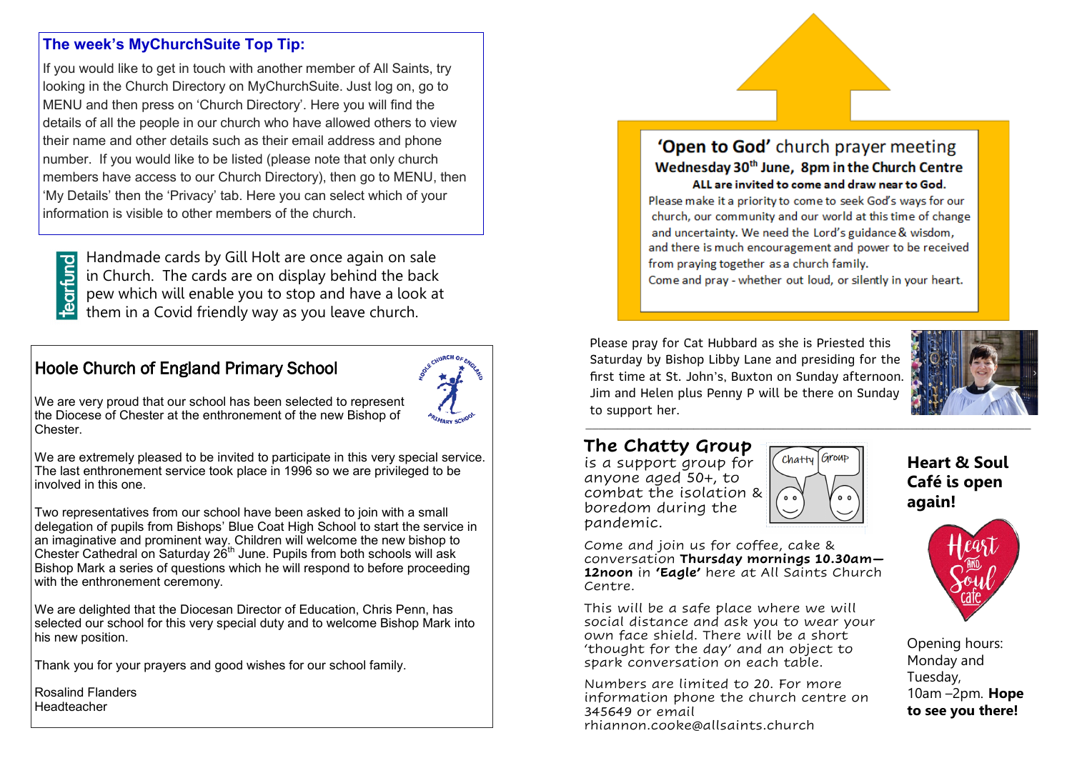## The week's MyChurchSuite Top Tip:

If you would like to get in touch with another member of All Saints, try looking in the Church Directory on MyChurchSuite. Just log on, go to MENU and then press on 'Church Directory'. Here you will find the details of all the people in our church who have allowed others to view their name and other details such as their email address and phone number. If you would like to be listed (please note that only church members have access to our Church Directory), then go to MENU, then 'My Details' then the 'Privacy' tab. Here you can select which of your information is visible to other members of the church.

tearfund

Handmade cards by Gill Holt are once again on sale in Church. The cards are on display behind the back pew which will enable you to stop and have a look at them in a Covid friendly way as you leave church.

## Hoole Church of England Primary School

We are very proud that our school has been selected to represent the Diocese of Chester at the enthronement of the new Bishop of Chester.

We are extremely pleased to be invited to participate in this very special service. The last enthronement service took place in 1996 so we are privileged to be involved in this one.

Two representatives from our school have been asked to join with a small delegation of pupils from Bishops' Blue Coat High School to start the service in an imaginative and prominent way. Children will welcome the new bishop to Chester Cathedral on Saturday 26th June. Pupils from both schools will ask Bishop Mark a series of questions which he will respond to before proceeding with the enthronement ceremony.

We are delighted that the Diocesan Director of Education, Chris Penn, has selected our school for this very special duty and to welcome Bishop Mark into his new position.

Thank you for your prayers and good wishes for our school family.

Rosalind Flanders
Headteacher

## 'Open to God' church prayer meeting

**Wednesday 30th June, 8pm in the Church Centre**

**ALL are invited to come and draw near to God.**

Please make it a priority to come to seek God's ways for our church, our community and our world at this time of change and uncertainty. We need the Lord's guidance & wisdom, and there is much encouragement and power to be received from praying together as a church family.

Come and pray - whether out loud, or silently in your heart.

Please pray for Cat Hubbard as she is Priested this Saturday by Bishop Libby Lane and presiding for the first time at St. John's, Buxton on Sunday afternoon. Jim and Helen plus Penny P will be there on Sunday to support her.

## The Chatty Group

is a support group for anyone aged 50+, to combat the isolation & boredom during the pandemic.

Come and join us for coffee, cake & conversation **Thursday mornings 10.30am—12noon** in **'Eagle'** here at All Saints Church Centre.

This will be a safe place where we will social distance and ask you to wear your own face shield. There will be a short 'thought for the day' and an object to spark conversation on each table.

Numbers are limited to 20. For more information phone the church centre on 345649 or email rhiannon.cooke@allsaints.church

## Heart & Soul Café is open again!

Opening hours:
Monday and Tuesday,
10am –2pm. **Hope to see you there!**